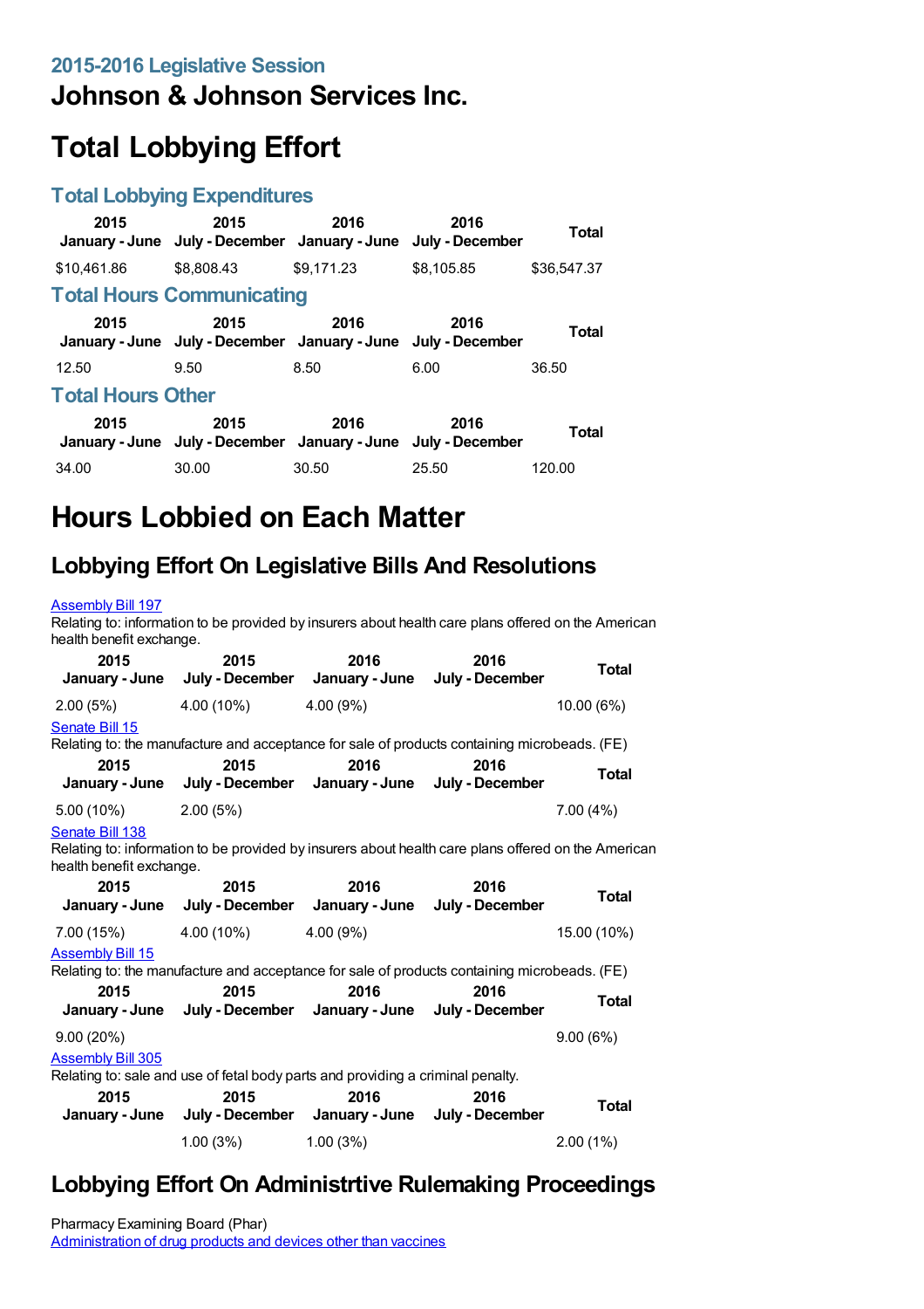## 2015-2016 Legislative Session

# Johnson & Johnson Services Inc.

# Total Lobbying Effort

## Total Lobbying Expenditures

| 2015 January - June | 2015 July - December | 2016 January - June | 2016 July - December | Total |
|---|---|---|---|---|
| $10,461.86 | $8,808.43 | $9,171.23 | $8,105.85 | $36,547.37 |

## Total Hours Communicating

| 2015 January - June | 2015 July - December | 2016 January - June | 2016 July - December | Total |
|---|---|---|---|---|
| 12.50 | 9.50 | 8.50 | 6.00 | 36.50 |

## Total Hours Other

| 2015 January - June | 2015 July - December | 2016 January - June | 2016 July - December | Total |
|---|---|---|---|---|
| 34.00 | 30.00 | 30.50 | 25.50 | 120.00 |

# Hours Lobbied on Each Matter

## Lobbying Effort On Legislative Bills And Resolutions

Assembly Bill 197

Relating to: information to be provided by insurers about health care plans offered on the American health benefit exchange.

| 2015 January - June | 2015 July - December | 2016 January - June | 2016 July - December | Total |
|---|---|---|---|---|
| 2.00 (5%) | 4.00 (10%) | 4.00 (9%) | | 10.00 (6%) |

Senate Bill 15

Relating to: the manufacture and acceptance for sale of products containing microbeads. (FE)

| 2015 January - June | 2015 July - December | 2016 January - June | 2016 July - December | Total |
|---|---|---|---|---|
| 5.00 (10%) | 2.00 (5%) | | | 7.00 (4%) |

Senate Bill 138

Relating to: information to be provided by insurers about health care plans offered on the American health benefit exchange.

| 2015 January - June | 2015 July - December | 2016 January - June | 2016 July - December | Total |
|---|---|---|---|---|
| 7.00 (15%) | 4.00 (10%) | 4.00 (9%) | | 15.00 (10%) |

Assembly Bill 15

Relating to: the manufacture and acceptance for sale of products containing microbeads. (FE)

| 2015 January - June | 2015 July - December | 2016 January - June | 2016 July - December | Total |
|---|---|---|---|---|
| 9.00 (20%) | | | | 9.00 (6%) |

Assembly Bill 305

Relating to: sale and use of fetal body parts and providing a criminal penalty.

| 2015 January - June | 2015 July - December | 2016 January - June | 2016 July - December | Total |
|---|---|---|---|---|
| | 1.00 (3%) | 1.00 (3%) | | 2.00 (1%) |

## Lobbying Effort On Administrtive Rulemaking Proceedings

Pharmacy Examining Board (Phar)

Administration of drug products and devices other than vaccines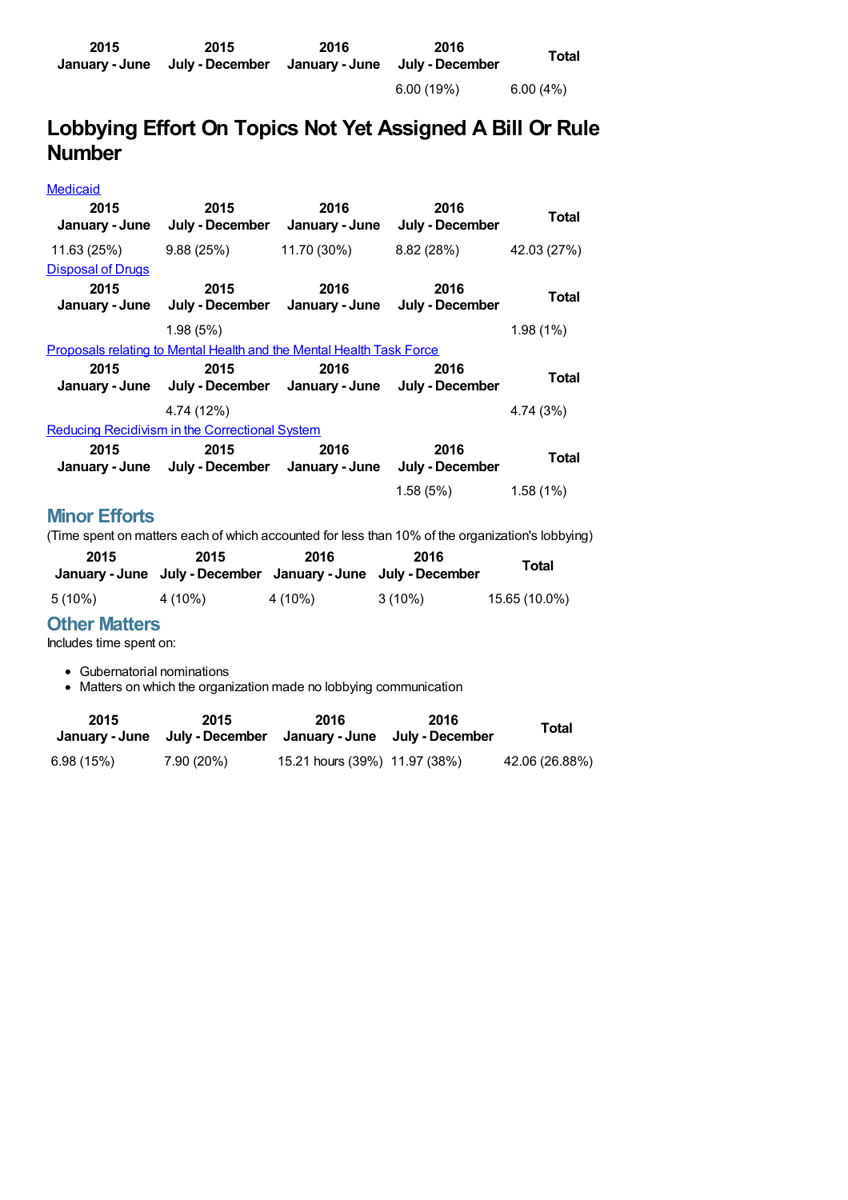| 2015 January - June | 2015 July - December | 2016 January - June | 2016 July - December | Total |
|---|---|---|---|---|
| | | | 6.00 (19%) | 6.00 (4%) |

# Lobbying Effort On Topics Not Yet Assigned A Bill Or Rule Number

Medicaid

| 2015 January - June | 2015 July - December | 2016 January - June | 2016 July - December | Total |
|---|---|---|---|---|
| 11.63 (25%) | 9.88 (25%) | 11.70 (30%) | 8.82 (28%) | 42.03 (27%) |

Disposal of Drugs

| 2015 January - June | 2015 July - December | 2016 January - June | 2016 July - December | Total |
|---|---|---|---|---|
| | 1.98 (5%) | | | 1.98 (1%) |

Proposals relating to Mental Health and the Mental Health Task Force

| 2015 January - June | 2015 July - December | 2016 January - June | 2016 July - December | Total |
|---|---|---|---|---|
| | 4.74 (12%) | | | 4.74 (3%) |

Reducing Recidivism in the Correctional System

| 2015 January - June | 2015 July - December | 2016 January - June | 2016 July - December | Total |
|---|---|---|---|---|
| | | | 1.58 (5%) | 1.58 (1%) |

## Minor Efforts

(Time spent on matters each of which accounted for less than 10% of the organization's lobbying)

| 2015 January - June | 2015 July - December | 2016 January - June | 2016 July - December | Total |
|---|---|---|---|---|
| 5 (10%) | 4 (10%) | 4 (10%) | 3 (10%) | 15.65 (10.0%) |

## Other Matters

Includes time spent on:

- Gubernatorial nominations
- Matters on which the organization made no lobbying communication

| 2015 January - June | 2015 July - December | 2016 January - June | 2016 July - December | Total |
|---|---|---|---|---|
| 6.98 (15%) | 7.90 (20%) | 15.21 hours (39%) | 11.97 (38%) | 42.06 (26.88%) |